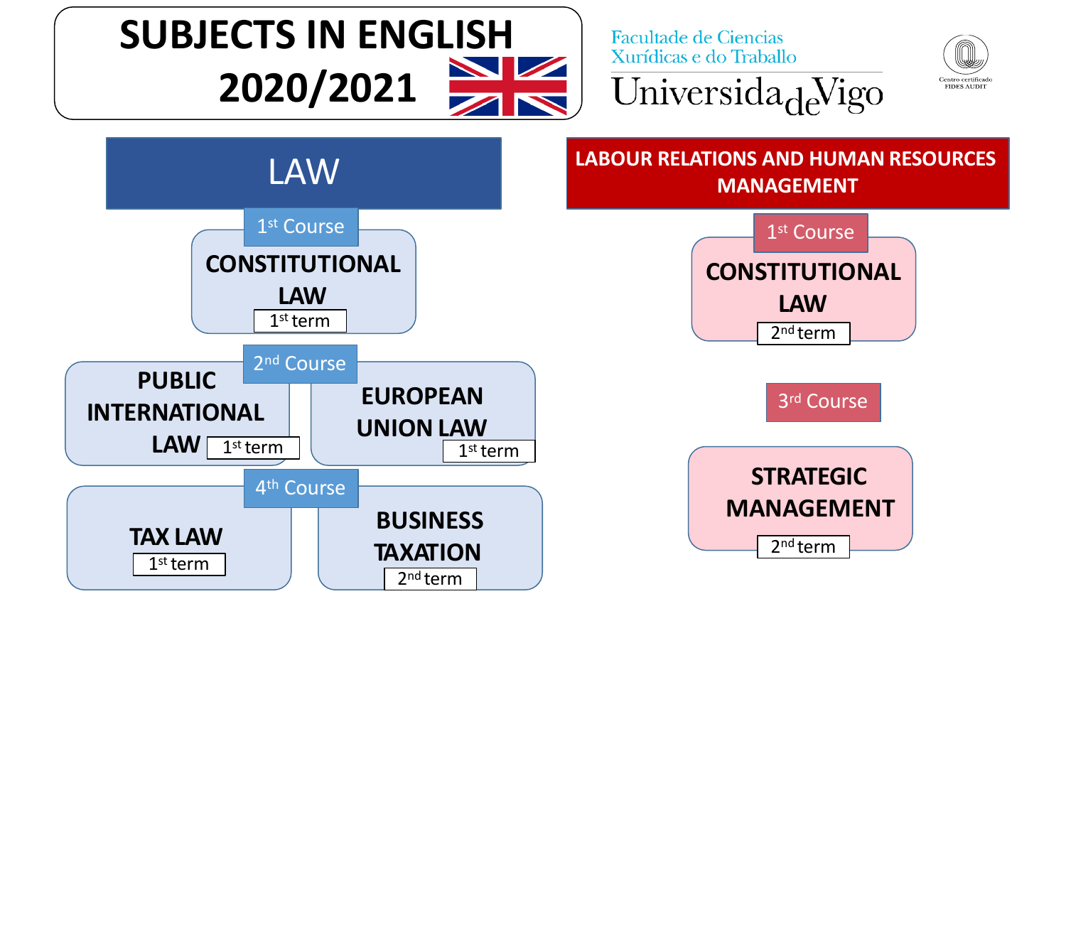# SUBJECTS IN ENGLISH 2020/2021

Facultade de Ciencias Xurídicas e do Traballo

Universida de Vigo

Centro certificado FIDES AUDIT

## LAW

### 1st Course

- **CONSTITUTIONAL LAW** — 1st term

### 2nd Course

- **PUBLIC INTERNATIONAL LAW** — 1st term
- **EUROPEAN UNION LAW** — 1st term

### 4th Course

- **TAX LAW** — 1st term
- **BUSINESS TAXATION** — 2nd term

## LABOUR RELATIONS AND HUMAN RESOURCES MANAGEMENT

### 1st Course

- **CONSTITUTIONAL LAW** — 2nd term

### 3rd Course

- **STRATEGIC MANAGEMENT** — 2nd term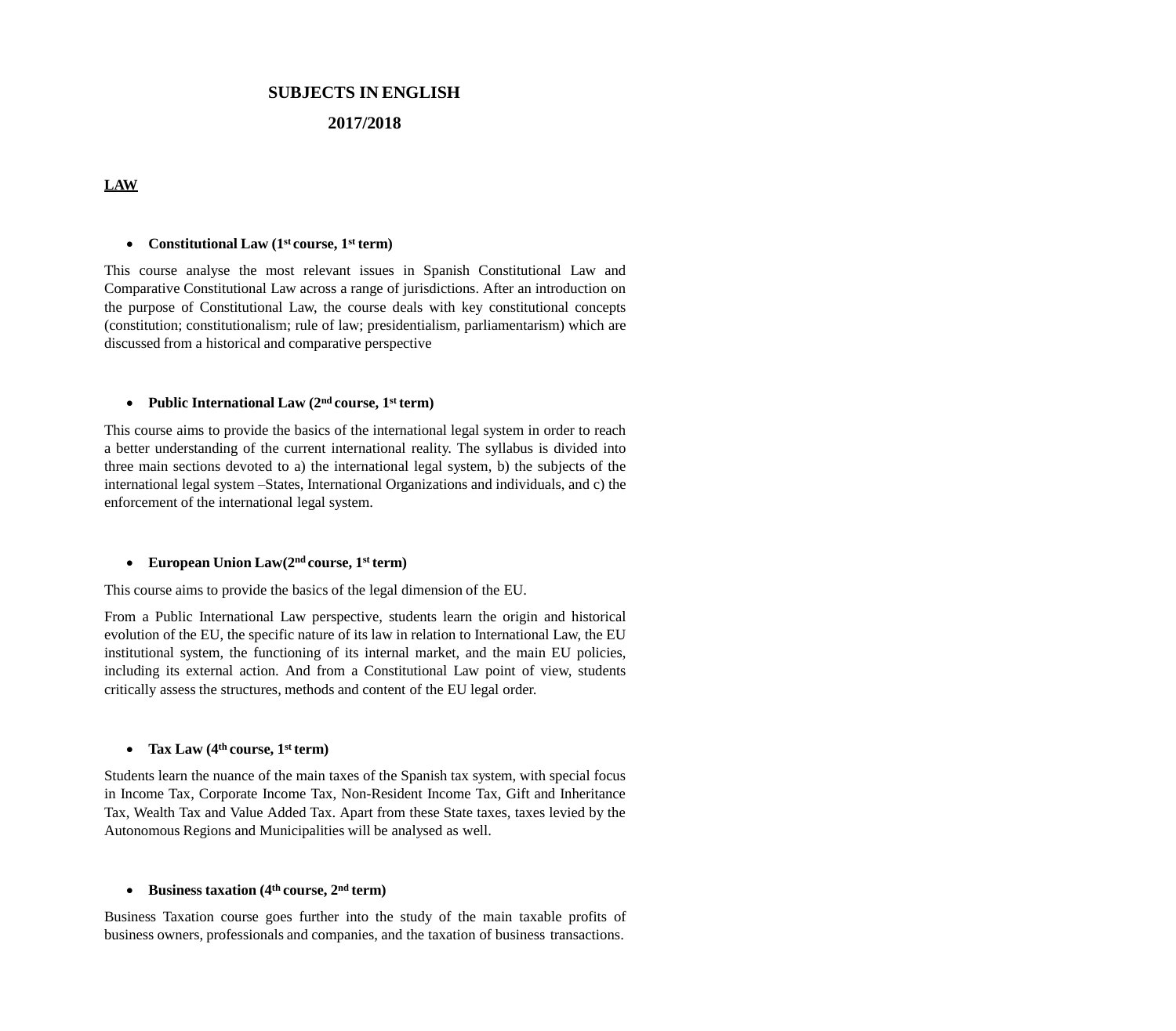# SUBJECTS IN ENGLISH

# 2017/2018

## LAW

- **Constitutional Law (1st course, 1st term)**

This course analyse the most relevant issues in Spanish Constitutional Law and Comparative Constitutional Law across a range of jurisdictions. After an introduction on the purpose of Constitutional Law, the course deals with key constitutional concepts (constitution; constitutionalism; rule of law; presidentialism, parliamentarism) which are discussed from a historical and comparative perspective

- **Public International Law (2nd course, 1st term)**

This course aims to provide the basics of the international legal system in order to reach a better understanding of the current international reality. The syllabus is divided into three main sections devoted to a) the international legal system, b) the subjects of the international legal system –States, International Organizations and individuals, and c) the enforcement of the international legal system.

- **European Union Law(2nd course, 1st term)**

This course aims to provide the basics of the legal dimension of the EU.

From a Public International Law perspective, students learn the origin and historical evolution of the EU, the specific nature of its law in relation to International Law, the EU institutional system, the functioning of its internal market, and the main EU policies, including its external action. And from a Constitutional Law point of view, students critically assess the structures, methods and content of the EU legal order.

- **Tax Law (4th course, 1st term)**

Students learn the nuance of the main taxes of the Spanish tax system, with special focus in Income Tax, Corporate Income Tax, Non-Resident Income Tax, Gift and Inheritance Tax, Wealth Tax and Value Added Tax. Apart from these State taxes, taxes levied by the Autonomous Regions and Municipalities will be analysed as well.

- **Business taxation (4th course, 2nd term)**

Business Taxation course goes further into the study of the main taxable profits of business owners, professionals and companies, and the taxation of business transactions.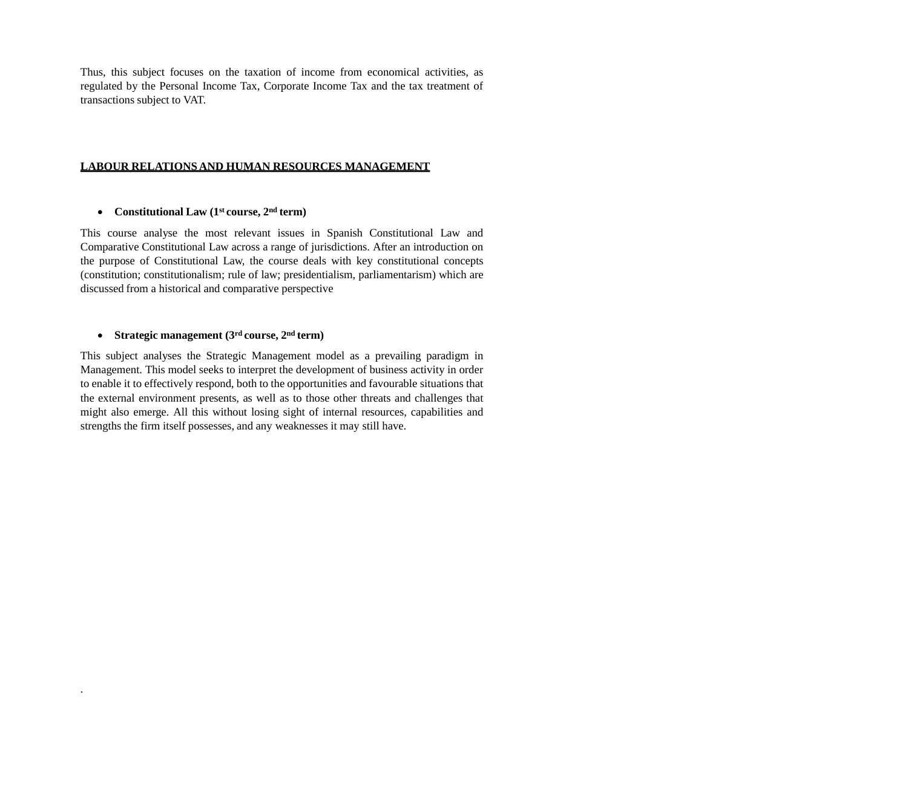Thus, this subject focuses on the taxation of income from economical activities, as regulated by the Personal Income Tax, Corporate Income Tax and the tax treatment of transactions subject to VAT.

## LABOUR RELATIONS AND HUMAN RESOURCES MANAGEMENT

- **Constitutional Law (1st course, 2nd term)**

This course analyse the most relevant issues in Spanish Constitutional Law and Comparative Constitutional Law across a range of jurisdictions. After an introduction on the purpose of Constitutional Law, the course deals with key constitutional concepts (constitution; constitutionalism; rule of law; presidentialism, parliamentarism) which are discussed from a historical and comparative perspective

- **Strategic management (3rd course, 2nd term)**

This subject analyses the Strategic Management model as a prevailing paradigm in Management. This model seeks to interpret the development of business activity in order to enable it to effectively respond, both to the opportunities and favourable situations that the external environment presents, as well as to those other threats and challenges that might also emerge. All this without losing sight of internal resources, capabilities and strengths the firm itself possesses, and any weaknesses it may still have.

.